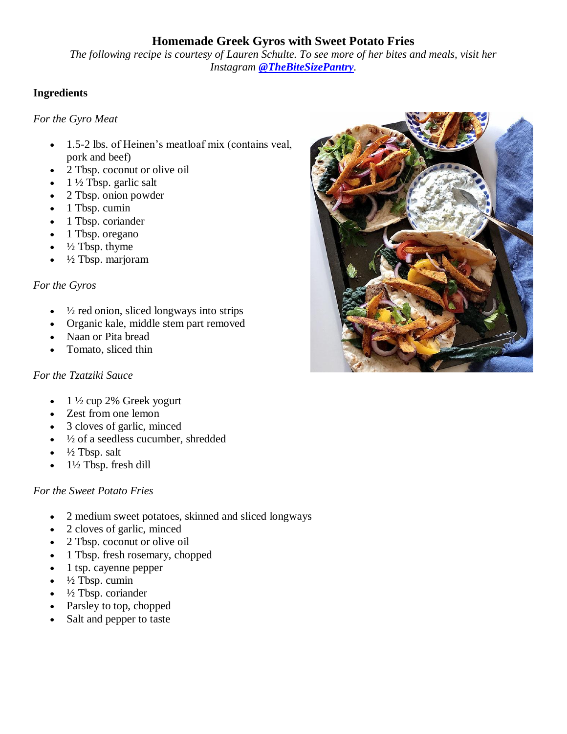# Homemade Greek Gyros with Sweet Potato Fries

*The following recipe is courtesy of Lauren Schulte. To see more of her bites and meals, visit her Instagram **@TheBiteSizePantry**.*

## Ingredients

*For the Gyro Meat*

- 1.5-2 lbs. of Heinen's meatloaf mix (contains veal, pork and beef)
- 2 Tbsp. coconut or olive oil
- 1 ½ Tbsp. garlic salt
- 2 Tbsp. onion powder
- 1 Tbsp. cumin
- 1 Tbsp. coriander
- 1 Tbsp. oregano
- ½ Tbsp. thyme
- ½ Tbsp. marjoram

*For the Gyros*

- ½ red onion, sliced longways into strips
- Organic kale, middle stem part removed
- Naan or Pita bread
- Tomato, sliced thin

*For the Tzatziki Sauce*

- 1 ½ cup 2% Greek yogurt
- Zest from one lemon
- 3 cloves of garlic, minced
- ½ of a seedless cucumber, shredded
- ½ Tbsp. salt
- 1½ Tbsp. fresh dill

*For the Sweet Potato Fries*

- 2 medium sweet potatoes, skinned and sliced longways
- 2 cloves of garlic, minced
- 2 Tbsp. coconut or olive oil
- 1 Tbsp. fresh rosemary, chopped
- 1 tsp. cayenne pepper
- ½ Tbsp. cumin
- ½ Tbsp. coriander
- Parsley to top, chopped
- Salt and pepper to taste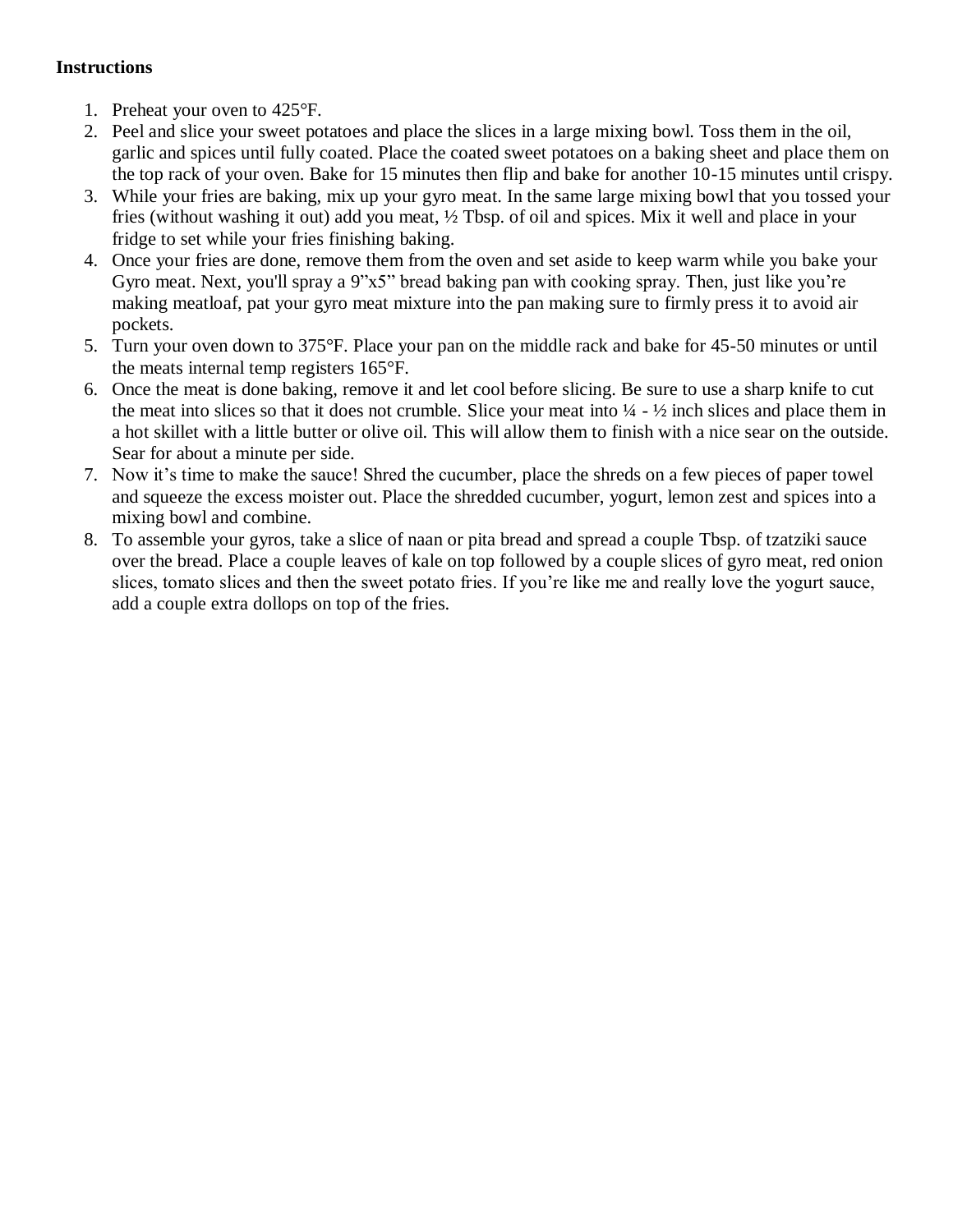**Instructions**

1. Preheat your oven to 425°F.
2. Peel and slice your sweet potatoes and place the slices in a large mixing bowl. Toss them in the oil, garlic and spices until fully coated. Place the coated sweet potatoes on a baking sheet and place them on the top rack of your oven. Bake for 15 minutes then flip and bake for another 10-15 minutes until crispy.
3. While your fries are baking, mix up your gyro meat. In the same large mixing bowl that you tossed your fries (without washing it out) add you meat, ½ Tbsp. of oil and spices. Mix it well and place in your fridge to set while your fries finishing baking.
4. Once your fries are done, remove them from the oven and set aside to keep warm while you bake your Gyro meat. Next, you'll spray a 9"x5" bread baking pan with cooking spray. Then, just like you're making meatloaf, pat your gyro meat mixture into the pan making sure to firmly press it to avoid air pockets.
5. Turn your oven down to 375°F. Place your pan on the middle rack and bake for 45-50 minutes or until the meats internal temp registers 165°F.
6. Once the meat is done baking, remove it and let cool before slicing. Be sure to use a sharp knife to cut the meat into slices so that it does not crumble. Slice your meat into ¼ - ½ inch slices and place them in a hot skillet with a little butter or olive oil. This will allow them to finish with a nice sear on the outside. Sear for about a minute per side.
7. Now it's time to make the sauce! Shred the cucumber, place the shreds on a few pieces of paper towel and squeeze the excess moister out. Place the shredded cucumber, yogurt, lemon zest and spices into a mixing bowl and combine.
8. To assemble your gyros, take a slice of naan or pita bread and spread a couple Tbsp. of tzatziki sauce over the bread. Place a couple leaves of kale on top followed by a couple slices of gyro meat, red onion slices, tomato slices and then the sweet potato fries. If you're like me and really love the yogurt sauce, add a couple extra dollops on top of the fries.